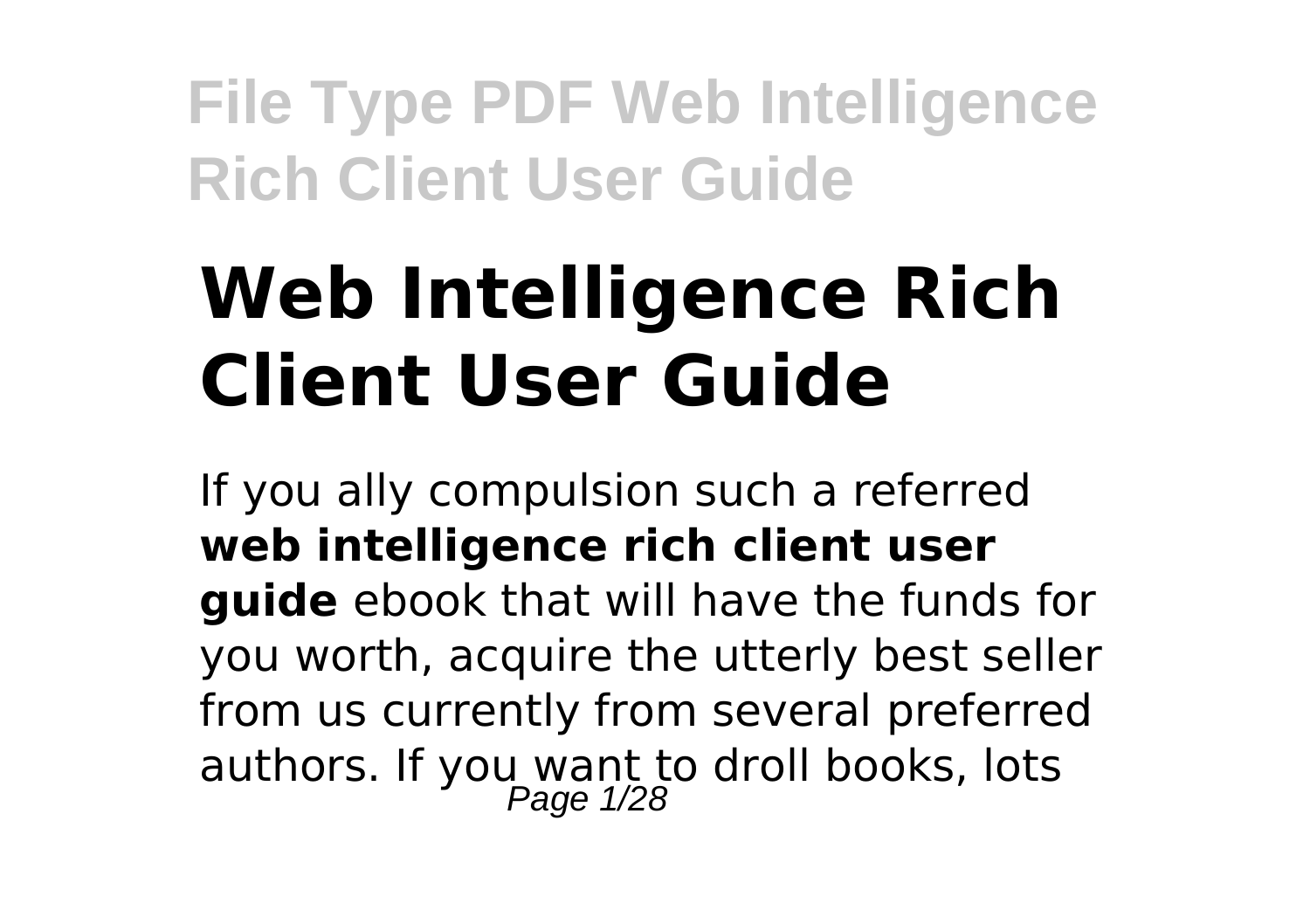# Web Intelligence Rich Client User Guide

If you ally compulsion such a referred **web intelligence rich client user guide** ebook that will have the funds for you worth, acquire the utterly best seller from us currently from several preferred authors. If you want to droll books, lots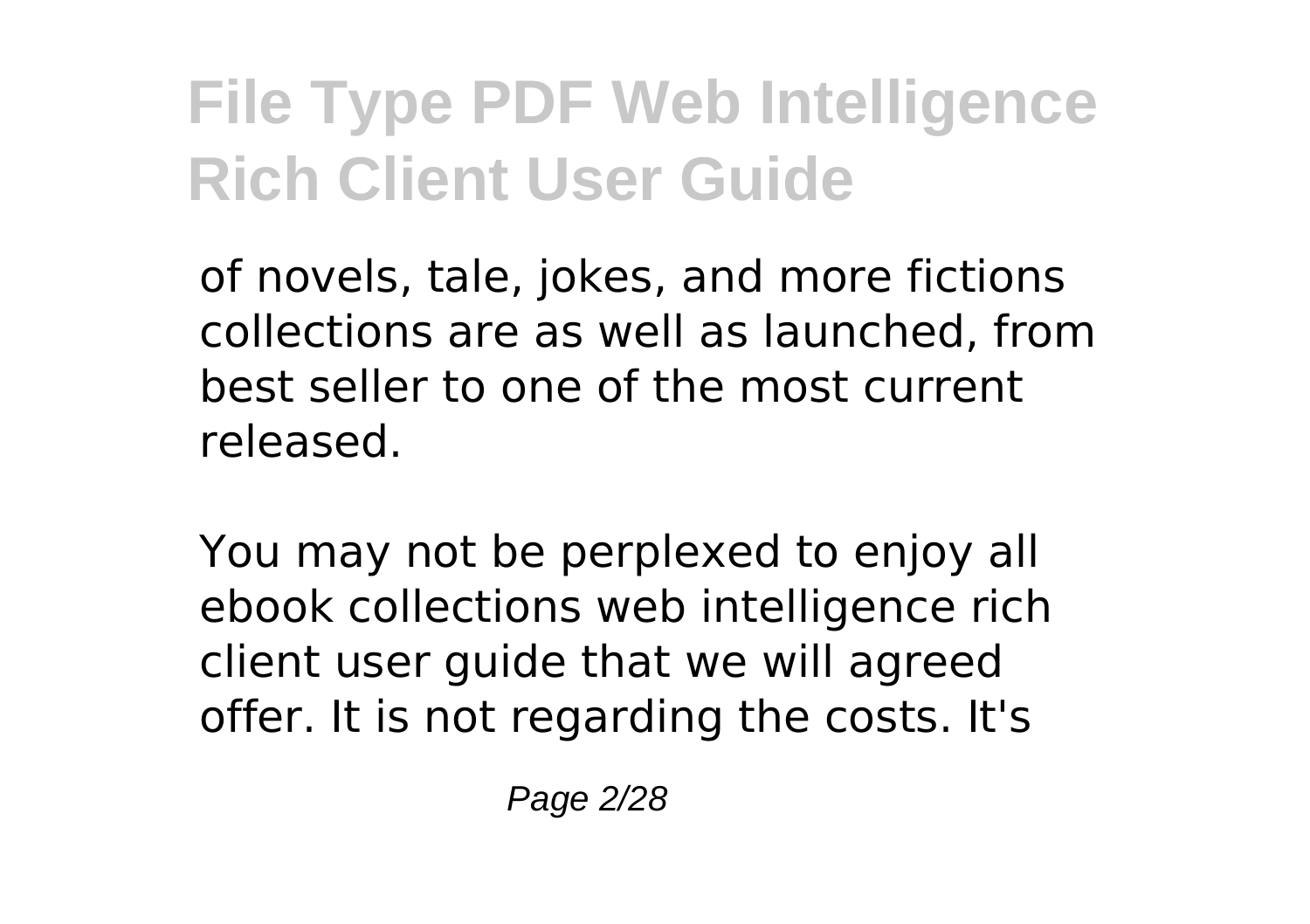of novels, tale, jokes, and more fictions collections are as well as launched, from best seller to one of the most current released.

You may not be perplexed to enjoy all ebook collections web intelligence rich client user guide that we will agreed offer. It is not regarding the costs. It's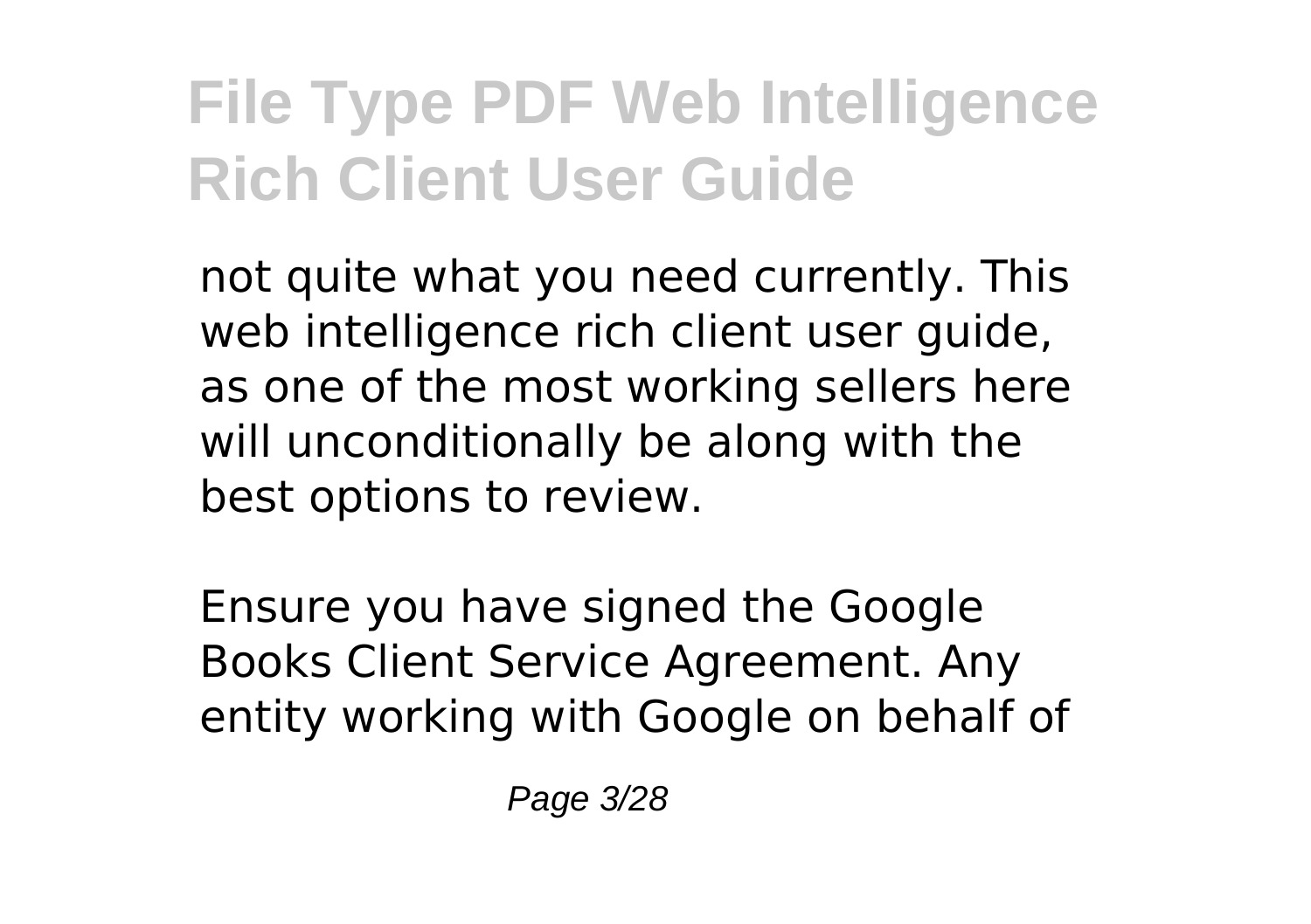not quite what you need currently. This web intelligence rich client user guide, as one of the most working sellers here will unconditionally be along with the best options to review.

Ensure you have signed the Google Books Client Service Agreement. Any entity working with Google on behalf of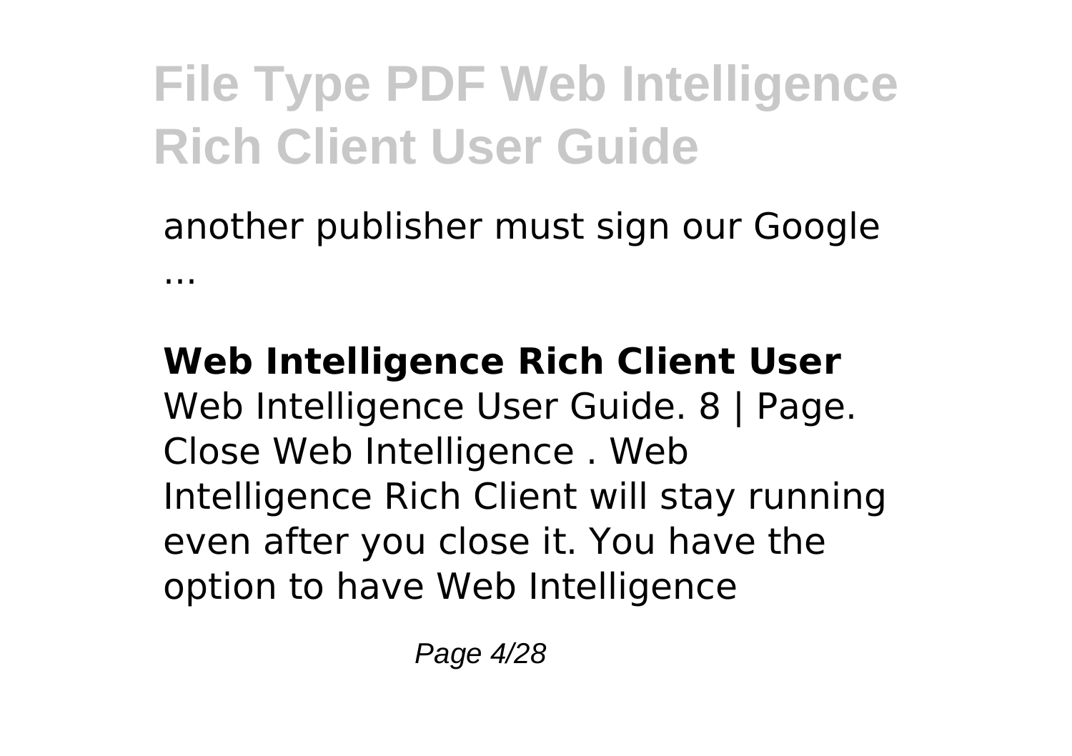another publisher must sign our Google ...

**Web Intelligence Rich Client User**

Web Intelligence User Guide. 8 | Page. Close Web Intelligence . Web Intelligence Rich Client will stay running even after you close it. You have the option to have Web Intelligence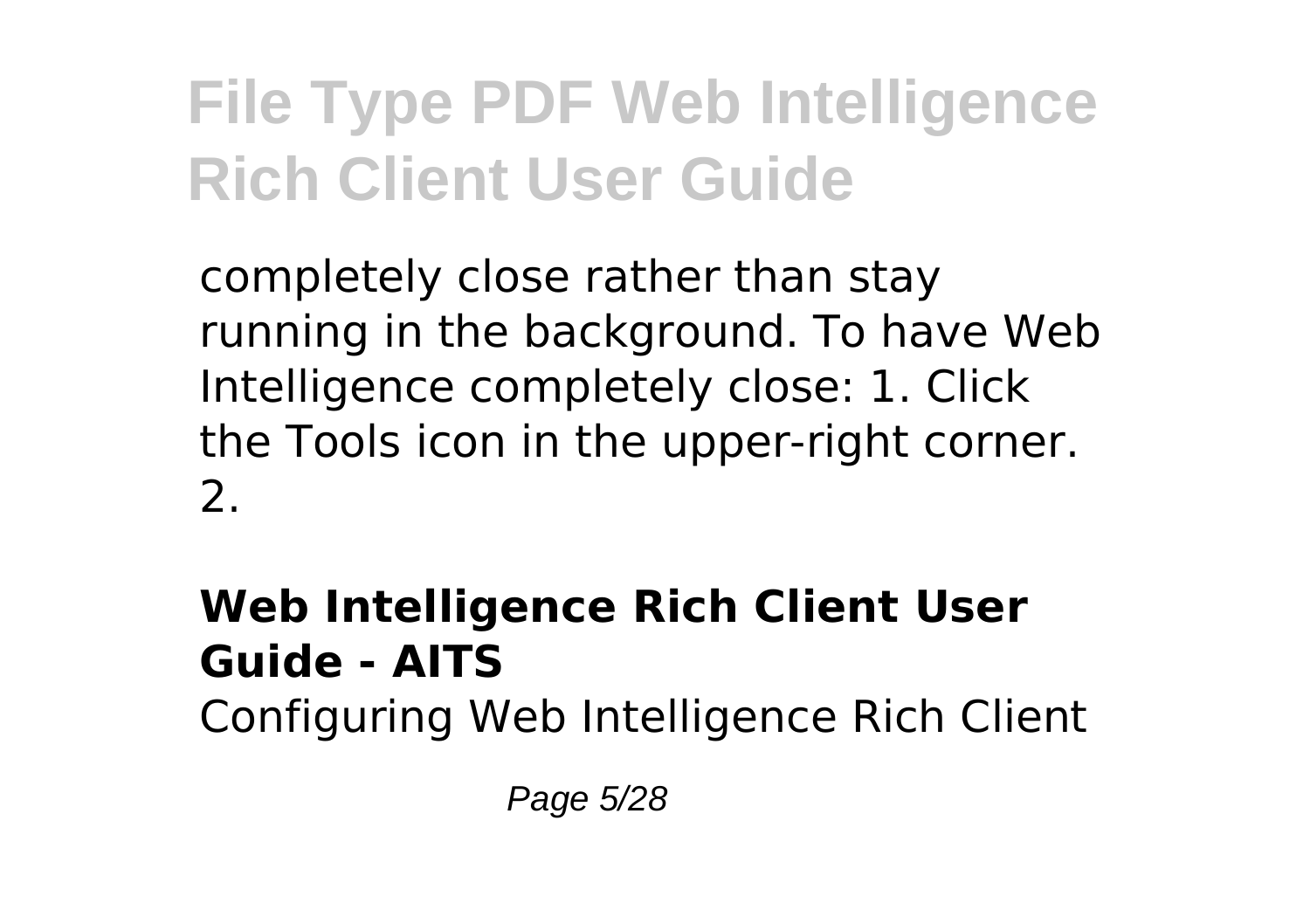completely close rather than stay running in the background. To have Web Intelligence completely close: 1. Click the Tools icon in the upper-right corner. 2.

### Web Intelligence Rich Client User Guide - AITS

Configuring Web Intelligence Rich Client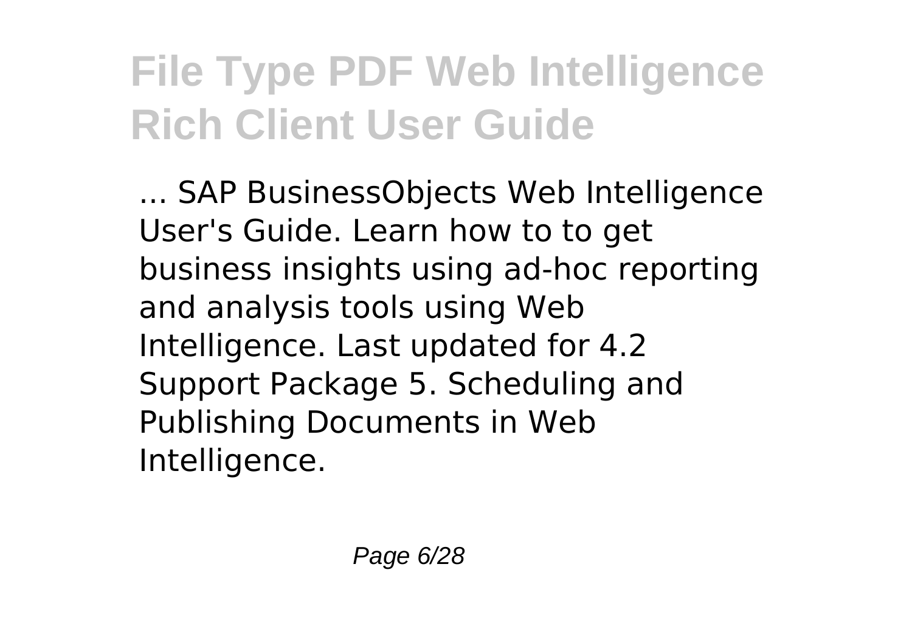# File Type PDF Web Intelligence Rich Client User Guide

... SAP BusinessObjects Web Intelligence User's Guide. Learn how to to get business insights using ad-hoc reporting and analysis tools using Web Intelligence. Last updated for 4.2 Support Package 5. Scheduling and Publishing Documents in Web Intelligence.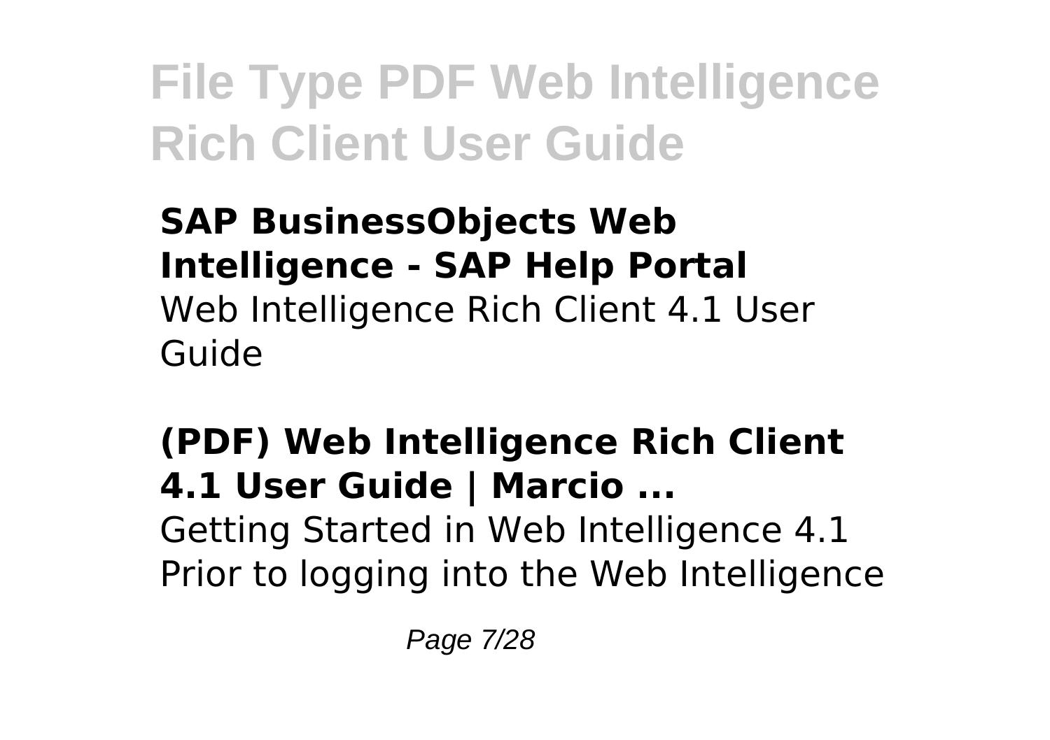# File Type PDF Web Intelligence Rich Client User Guide

**SAP BusinessObjects Web Intelligence - SAP Help Portal**
Web Intelligence Rich Client 4.1 User Guide

**(PDF) Web Intelligence Rich Client 4.1 User Guide | Marcio ...**
Getting Started in Web Intelligence 4.1 Prior to logging into the Web Intelligence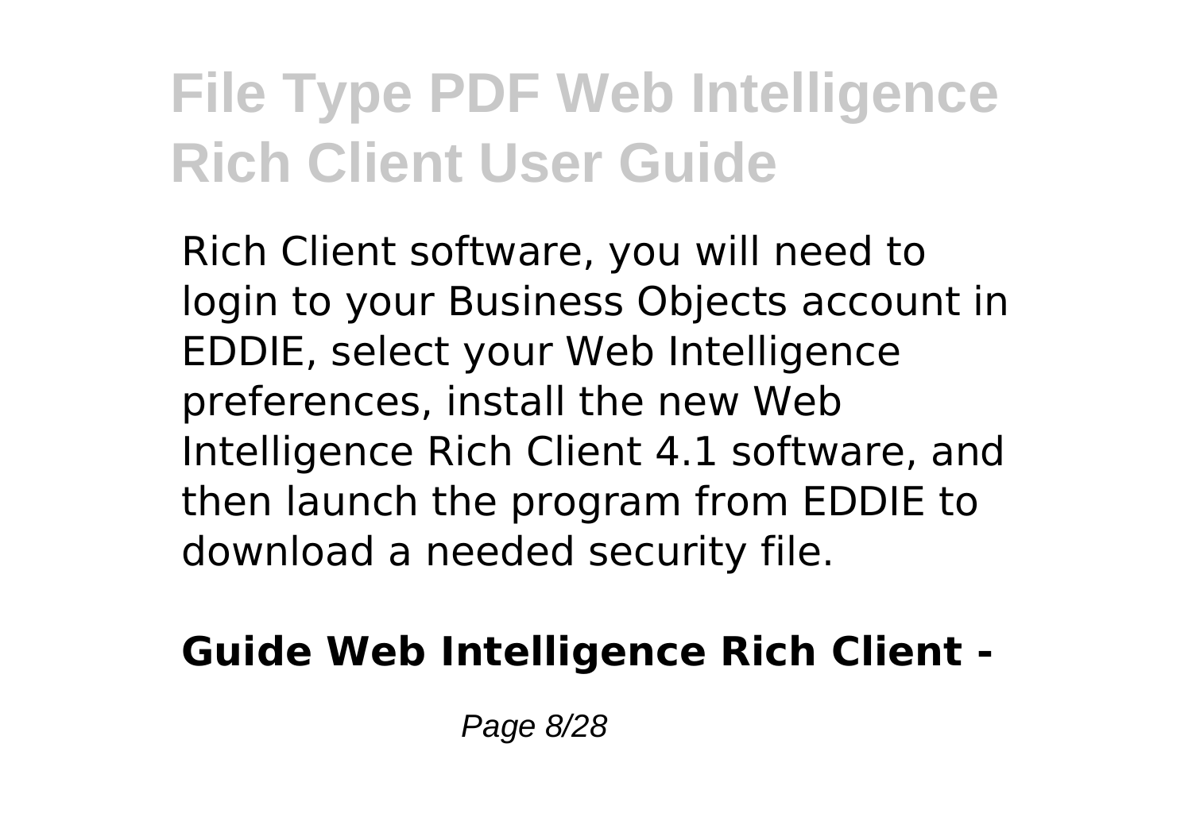Rich Client software, you will need to login to your Business Objects account in EDDIE, select your Web Intelligence preferences, install the new Web Intelligence Rich Client 4.1 software, and then launch the program from EDDIE to download a needed security file.

**Guide Web Intelligence Rich Client -**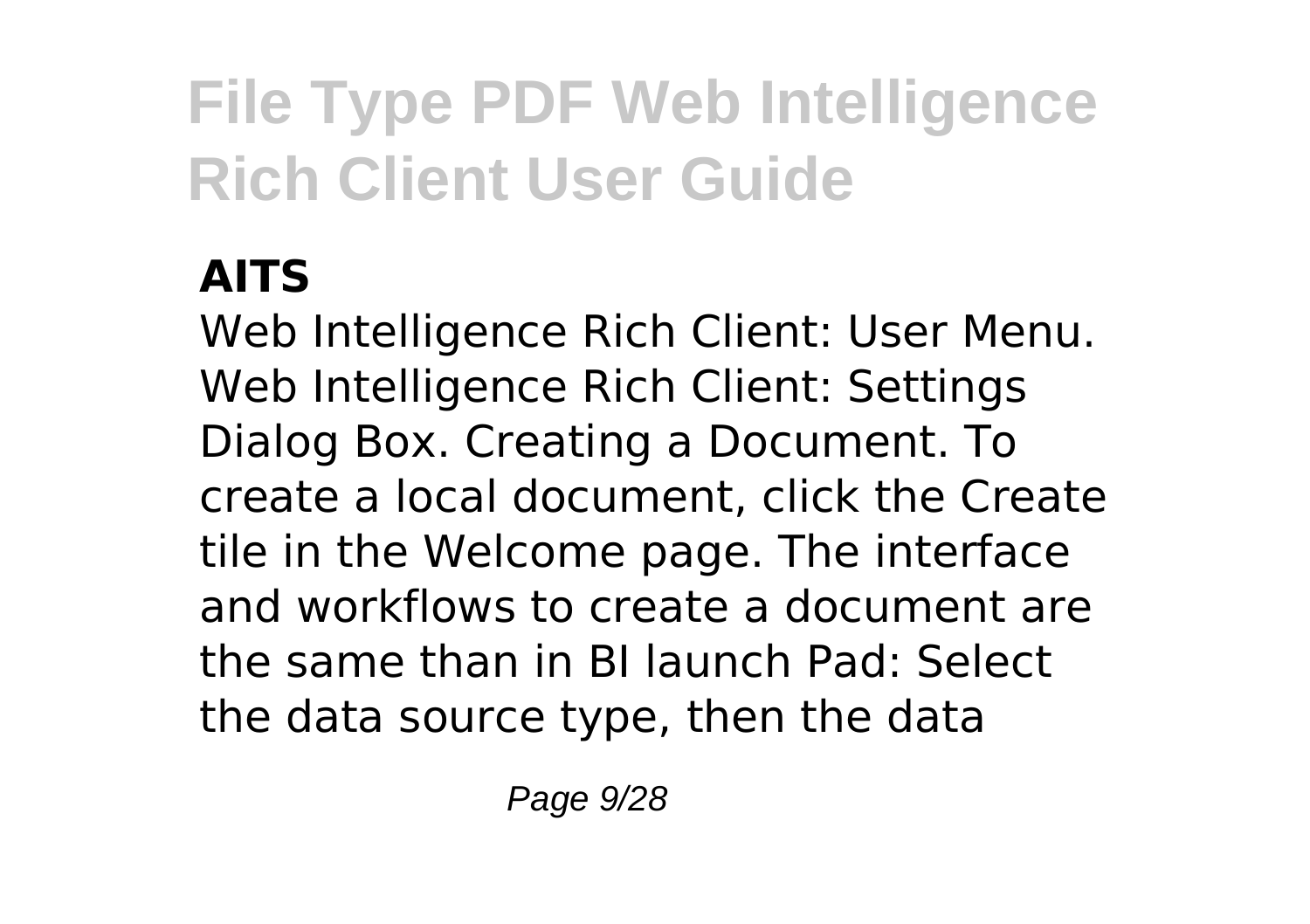**AITS**

Web Intelligence Rich Client: User Menu. Web Intelligence Rich Client: Settings Dialog Box. Creating a Document. To create a local document, click the Create tile in the Welcome page. The interface and workflows to create a document are the same than in BI launch Pad: Select the data source type, then the data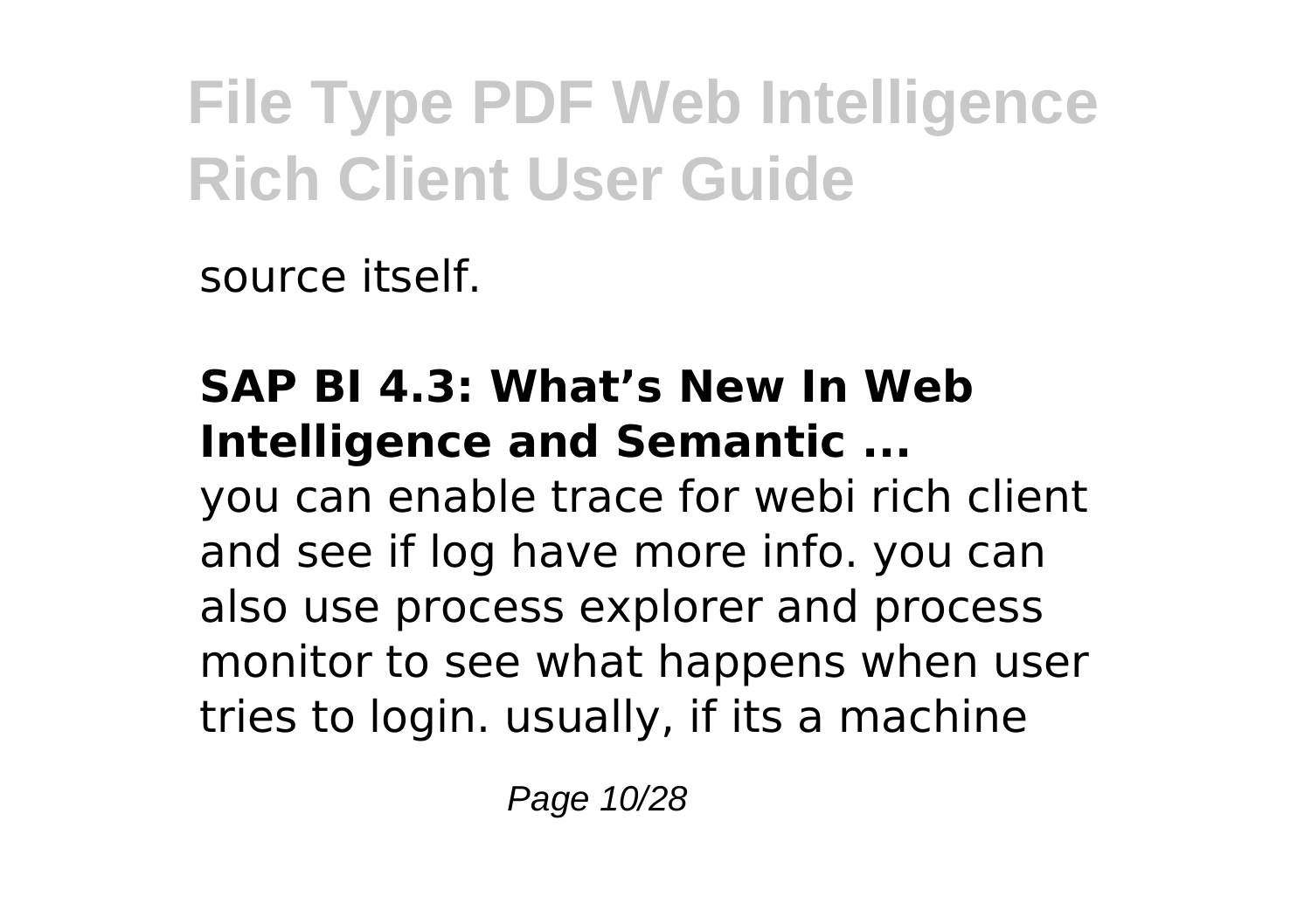source itself.

**SAP BI 4.3: What's New In Web Intelligence and Semantic ...**

you can enable trace for webi rich client and see if log have more info. you can also use process explorer and process monitor to see what happens when user tries to login. usually, if its a machine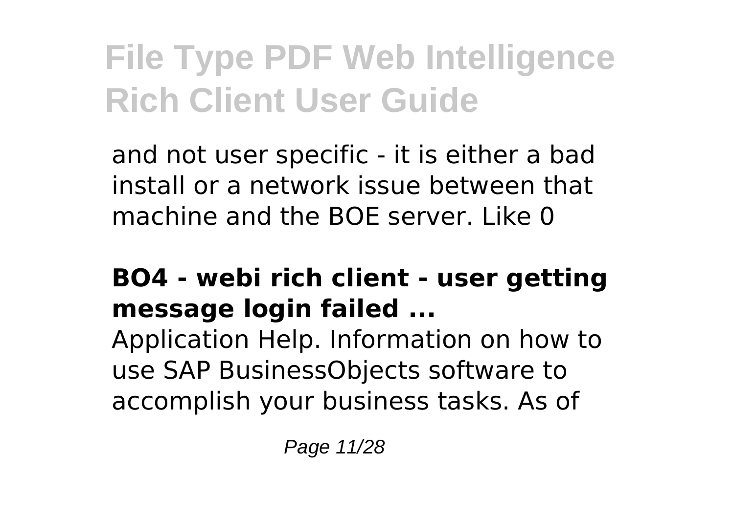and not user specific - it is either a bad install or a network issue between that machine and the BOE server. Like 0

## BO4 - webi rich client - user getting message login failed ...

Application Help. Information on how to use SAP BusinessObjects software to accomplish your business tasks. As of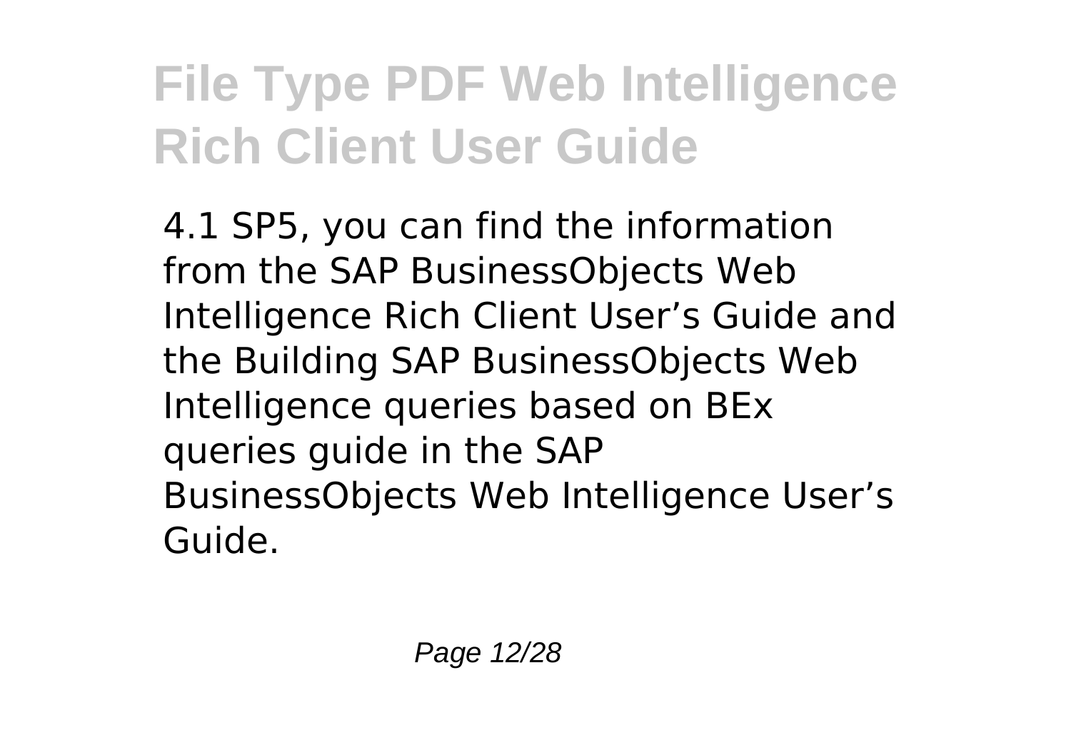4.1 SP5, you can find the information from the SAP BusinessObjects Web Intelligence Rich Client User's Guide and the Building SAP BusinessObjects Web Intelligence queries based on BEx queries guide in the SAP BusinessObjects Web Intelligence User's Guide.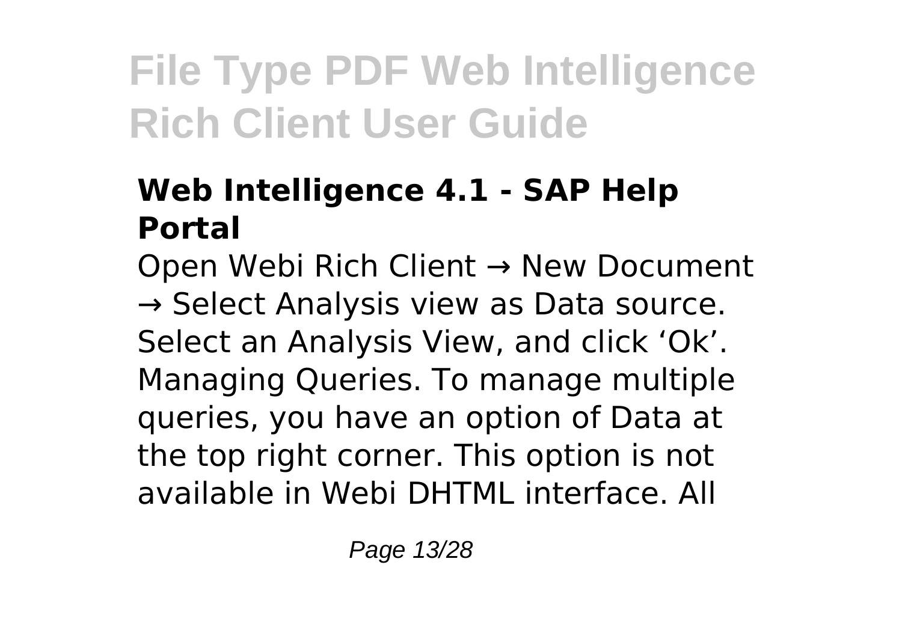# File Type PDF Web Intelligence Rich Client User Guide

## Web Intelligence 4.1 - SAP Help Portal

Open Webi Rich Client → New Document → Select Analysis view as Data source. Select an Analysis View, and click 'Ok'. Managing Queries. To manage multiple queries, you have an option of Data at the top right corner. This option is not available in Webi DHTML interface. All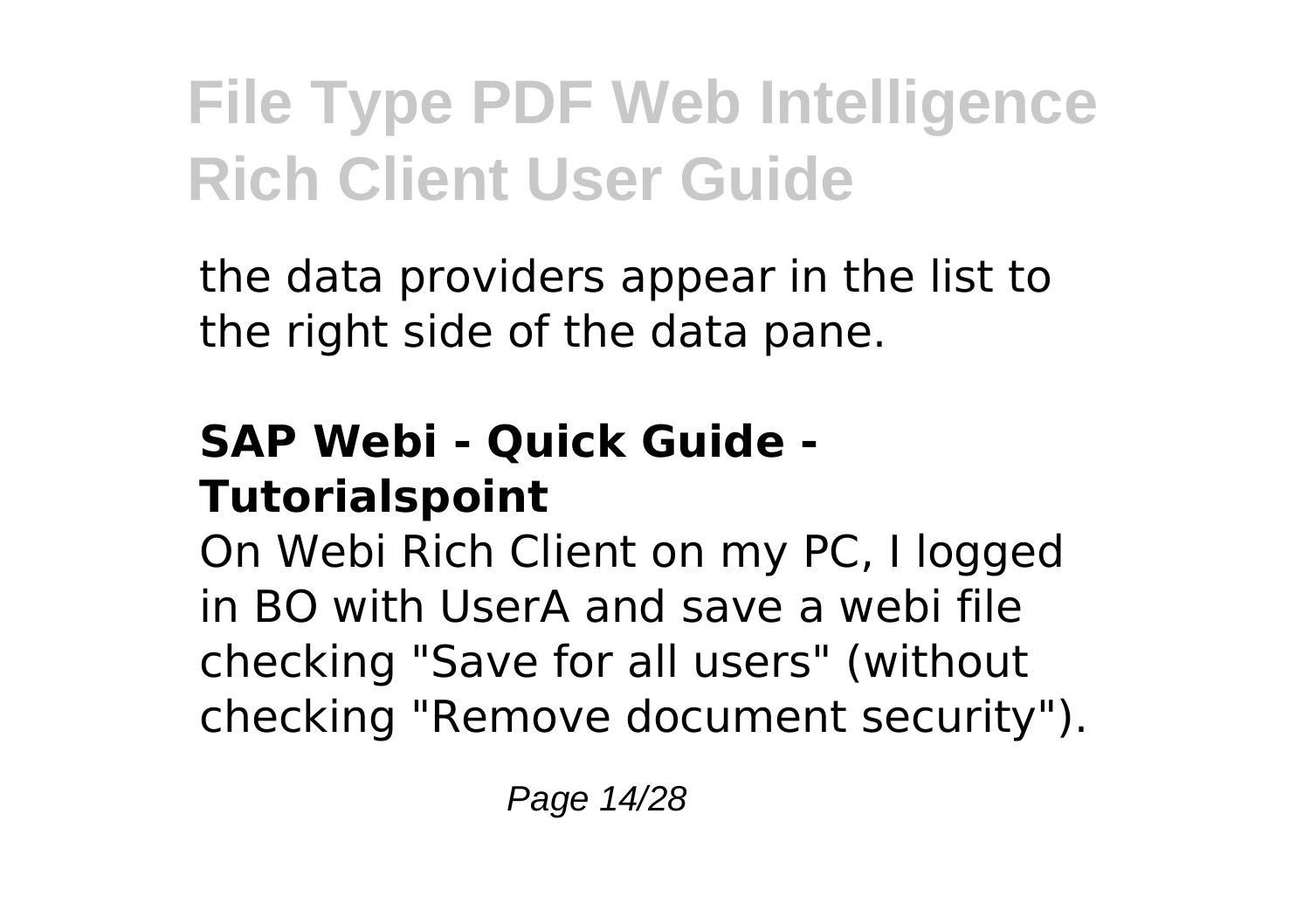the data providers appear in the list to the right side of the data pane.

### SAP Webi - Quick Guide - Tutorialspoint

On Webi Rich Client on my PC, I logged in BO with UserA and save a webi file checking "Save for all users" (without checking "Remove document security").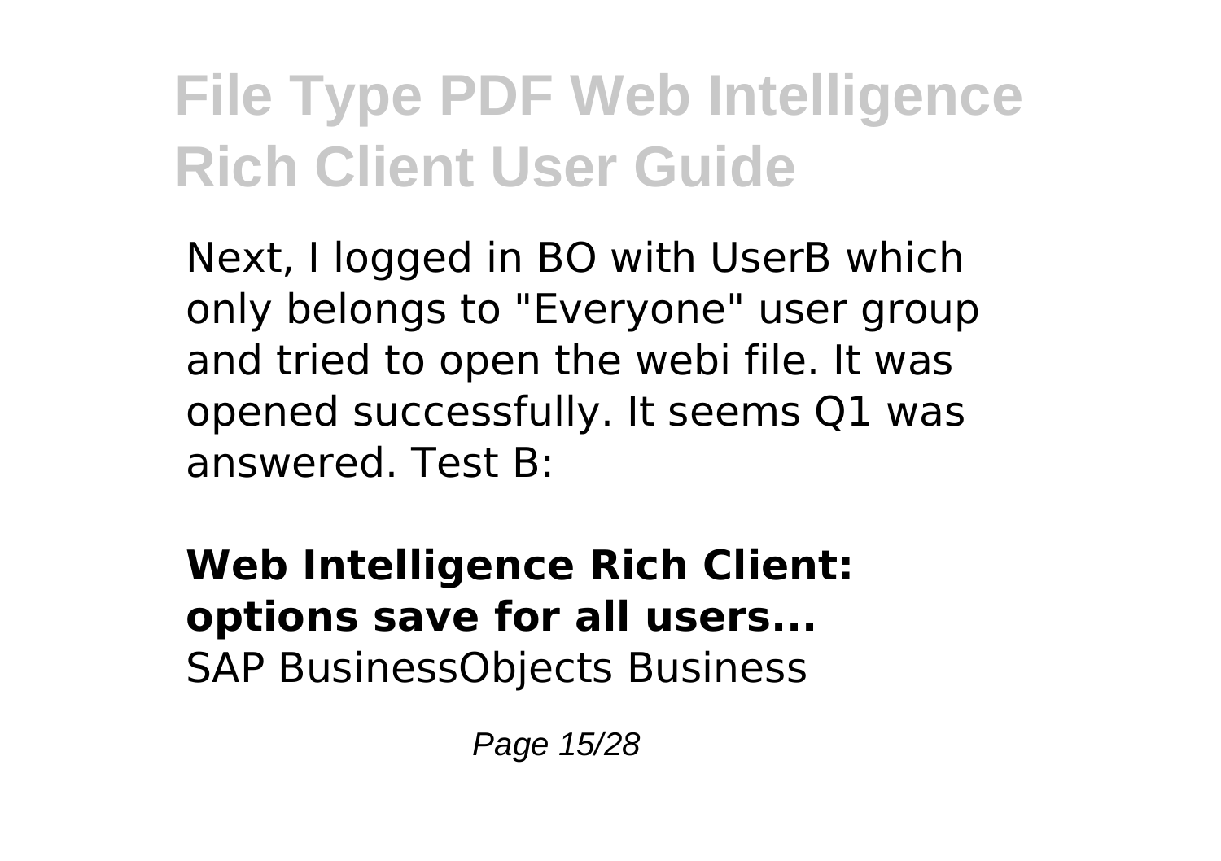# File Type PDF Web Intelligence Rich Client User Guide

Next, I logged in BO with UserB which only belongs to "Everyone" user group and tried to open the webi file. It was opened successfully. It seems Q1 was answered. Test B:

**Web Intelligence Rich Client: options save for all users...**
SAP BusinessObjects Business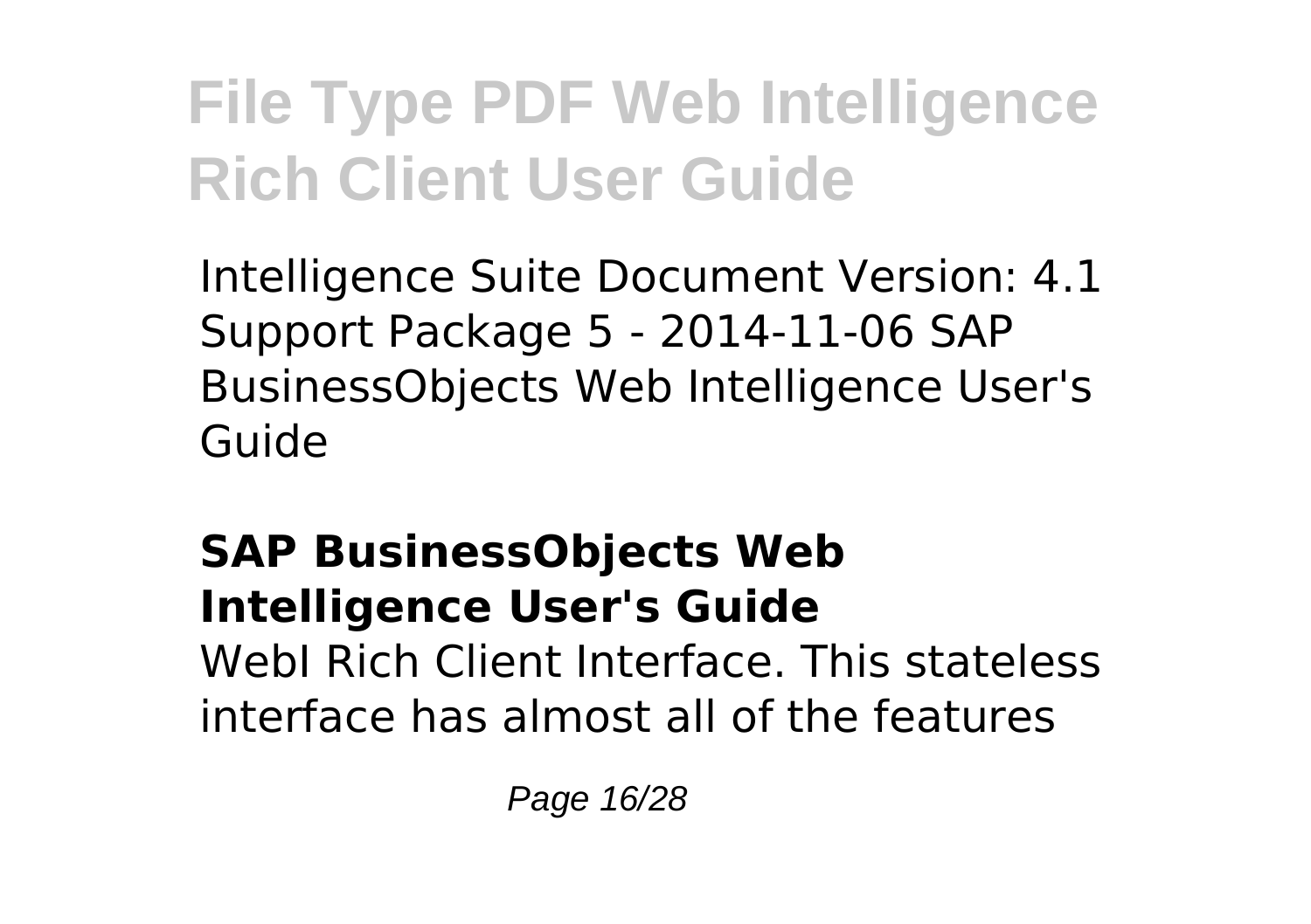Intelligence Suite Document Version: 4.1 Support Package 5 - 2014-11-06 SAP BusinessObjects Web Intelligence User's Guide

### SAP BusinessObjects Web Intelligence User's Guide

WebI Rich Client Interface. This stateless interface has almost all of the features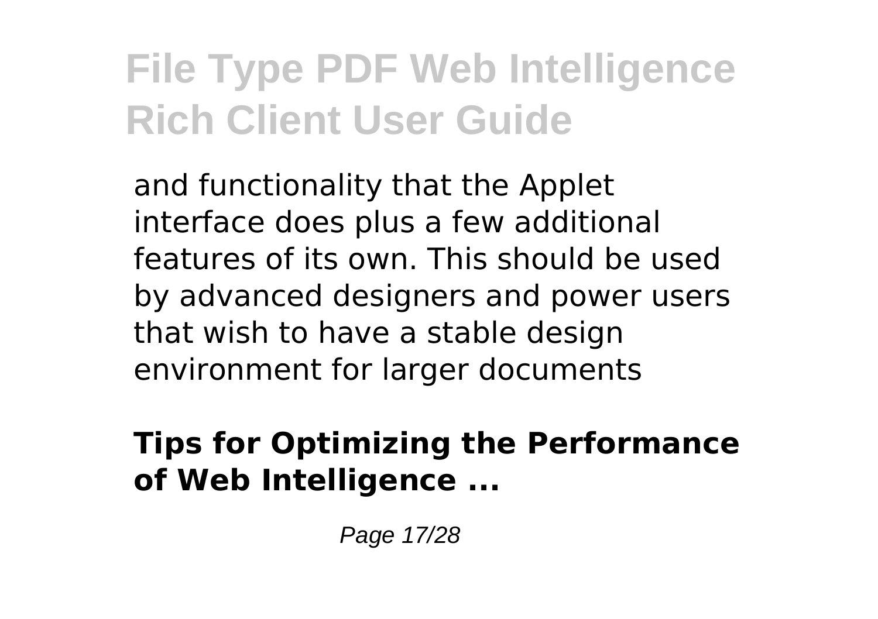and functionality that the Applet interface does plus a few additional features of its own. This should be used by advanced designers and power users that wish to have a stable design environment for larger documents

**Tips for Optimizing the Performance of Web Intelligence ...**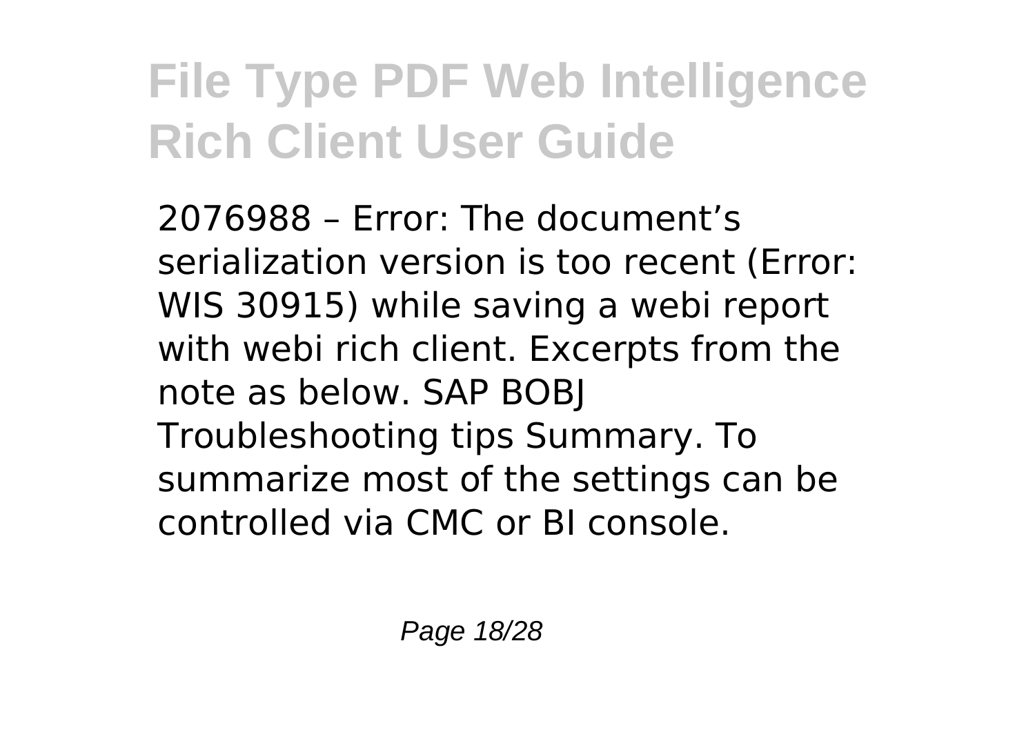2076988 – Error: The document's serialization version is too recent (Error: WIS 30915) while saving a webi report with webi rich client. Excerpts from the note as below. SAP BOBJ Troubleshooting tips Summary. To summarize most of the settings can be controlled via CMC or BI console.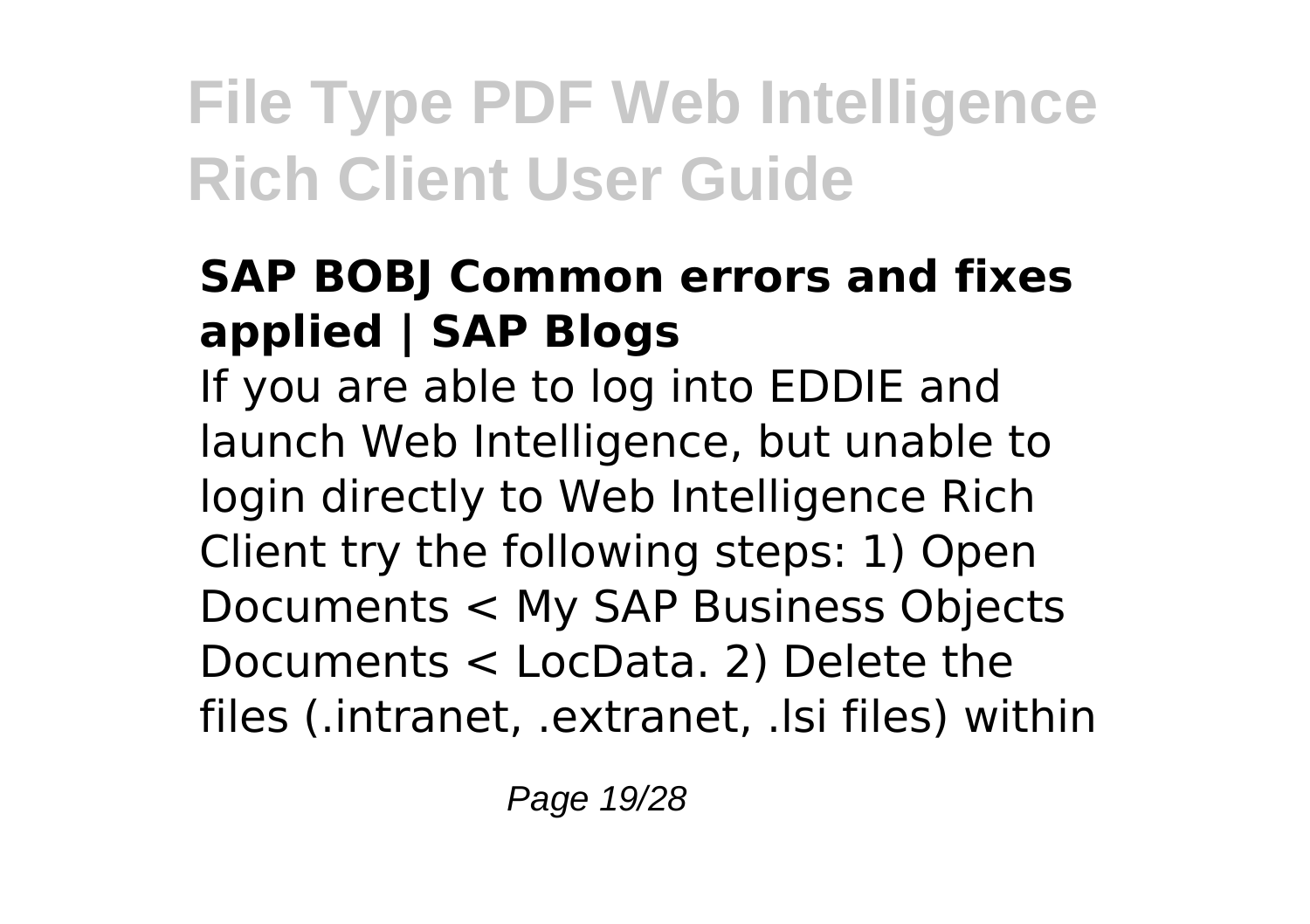## SAP BOBJ Common errors and fixes applied | SAP Blogs

If you are able to log into EDDIE and launch Web Intelligence, but unable to login directly to Web Intelligence Rich Client try the following steps: 1) Open Documents < My SAP Business Objects Documents < LocData. 2) Delete the files (.intranet, .extranet, .lsi files) within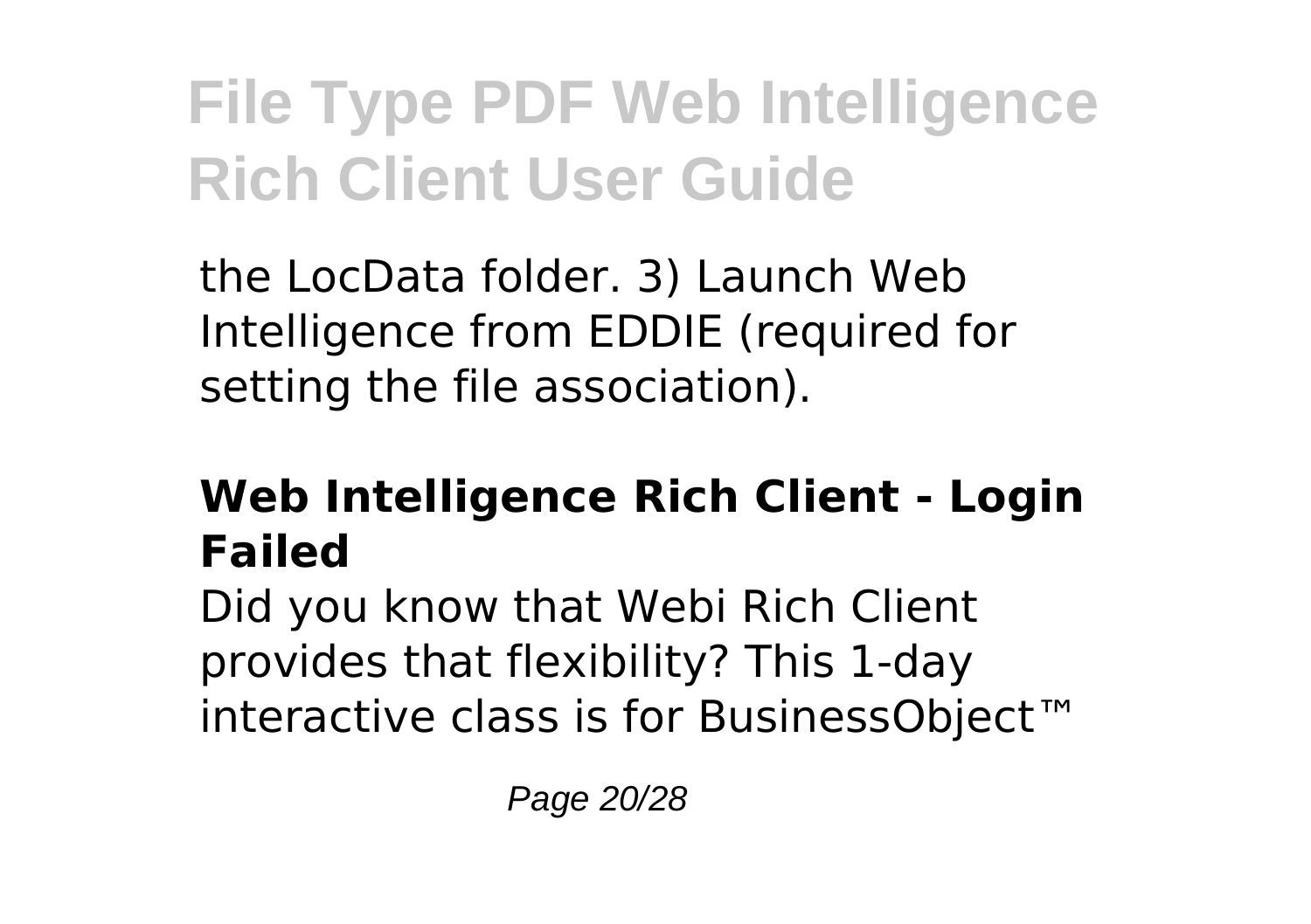the LocData folder. 3) Launch Web Intelligence from EDDIE (required for setting the file association).

## Web Intelligence Rich Client - Login Failed

Did you know that Webi Rich Client provides that flexibility? This 1-day interactive class is for BusinessObject™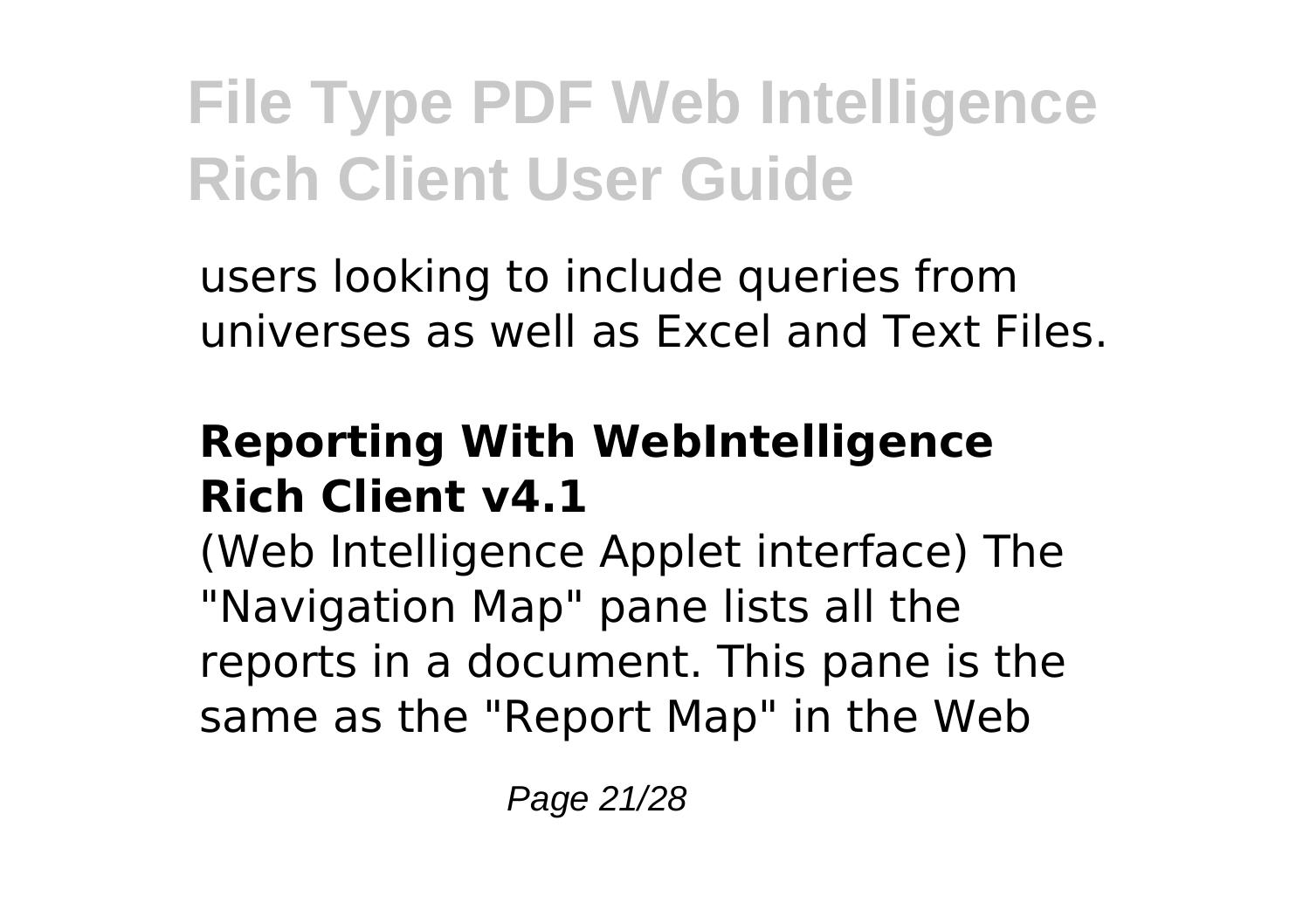users looking to include queries from universes as well as Excel and Text Files.

### Reporting With WebIntelligence Rich Client v4.1

(Web Intelligence Applet interface) The "Navigation Map" pane lists all the reports in a document. This pane is the same as the "Report Map" in the Web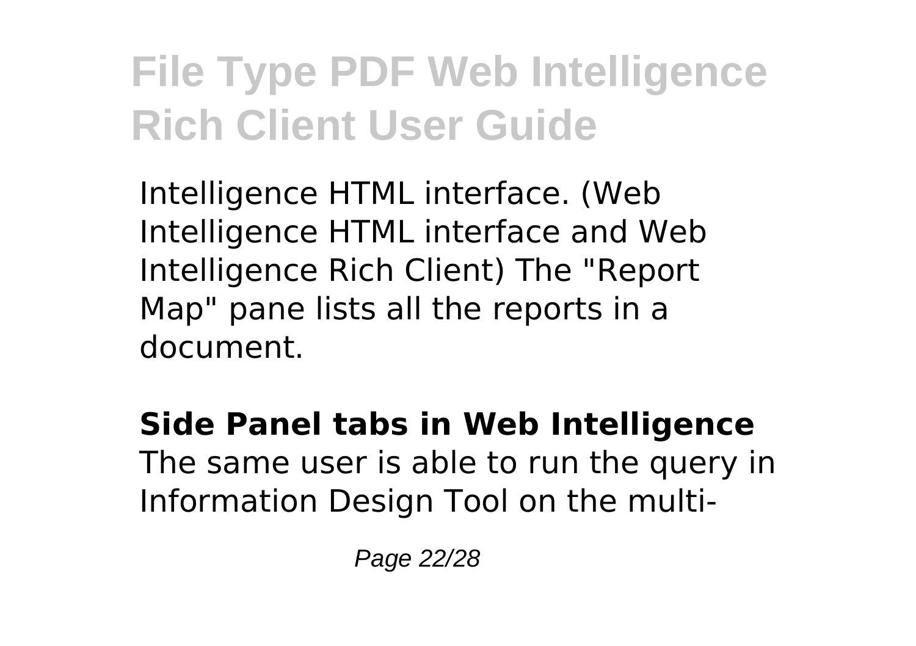Intelligence HTML interface. (Web Intelligence HTML interface and Web Intelligence Rich Client) The "Report Map" pane lists all the reports in a document.

**Side Panel tabs in Web Intelligence**
The same user is able to run the query in Information Design Tool on the multi-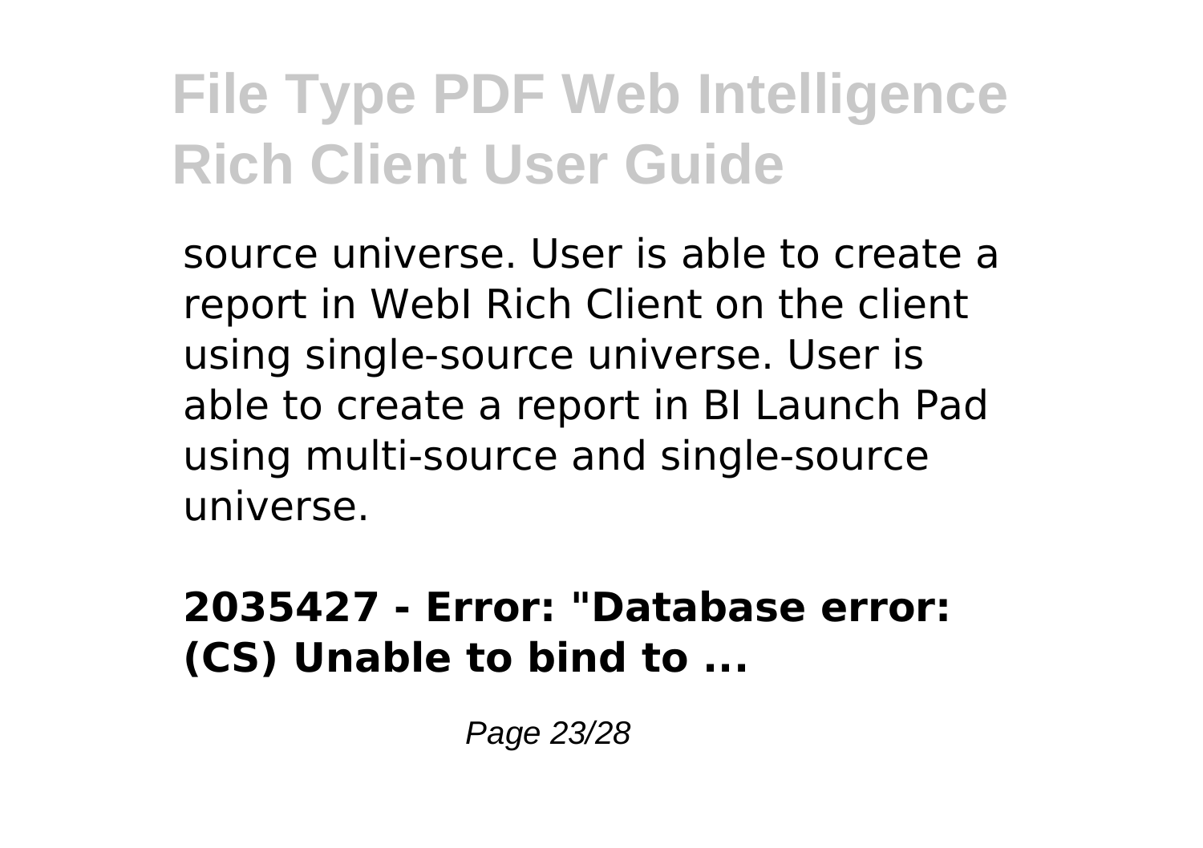source universe. User is able to create a report in WebI Rich Client on the client using single-source universe. User is able to create a report in BI Launch Pad using multi-source and single-source universe.

**2035427 - Error: "Database error: (CS) Unable to bind to ...**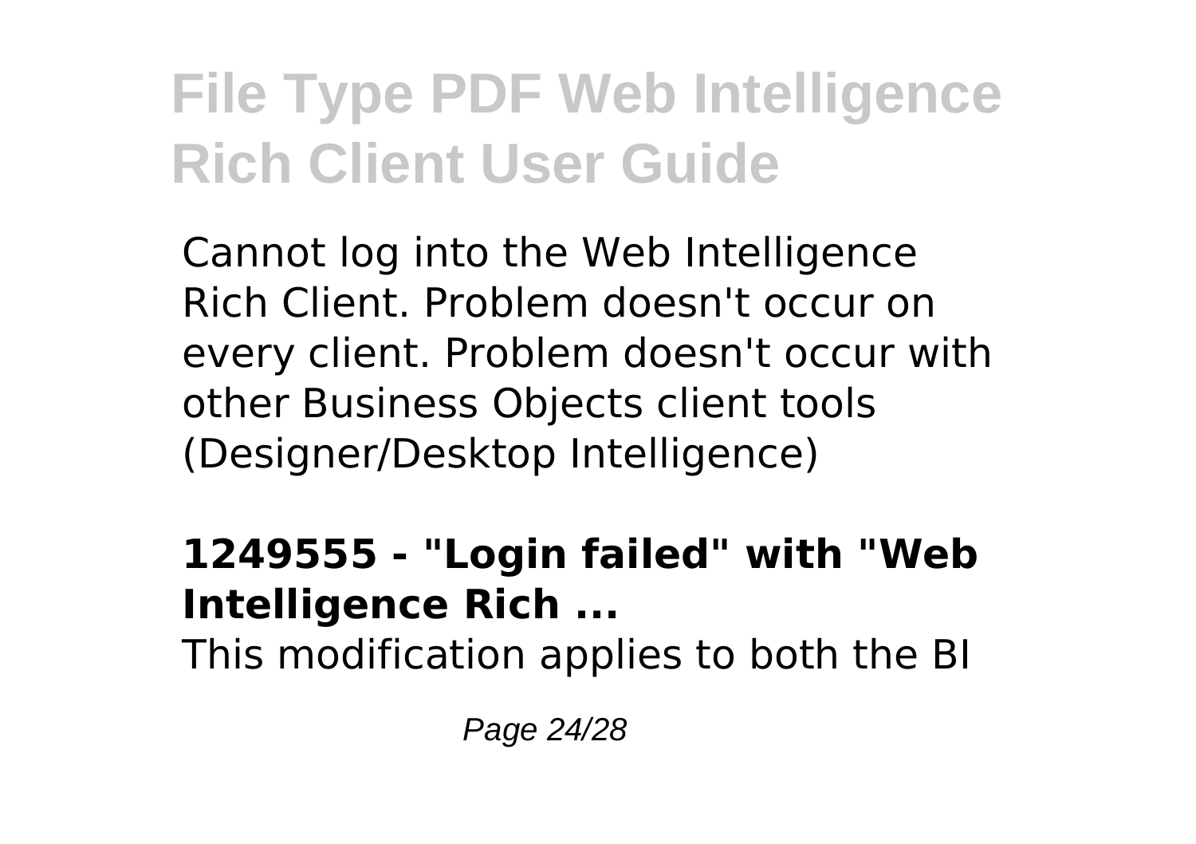Cannot log into the Web Intelligence Rich Client. Problem doesn't occur on every client. Problem doesn't occur with other Business Objects client tools (Designer/Desktop Intelligence)

**1249555 - "Login failed" with "Web Intelligence Rich ...**

This modification applies to both the BI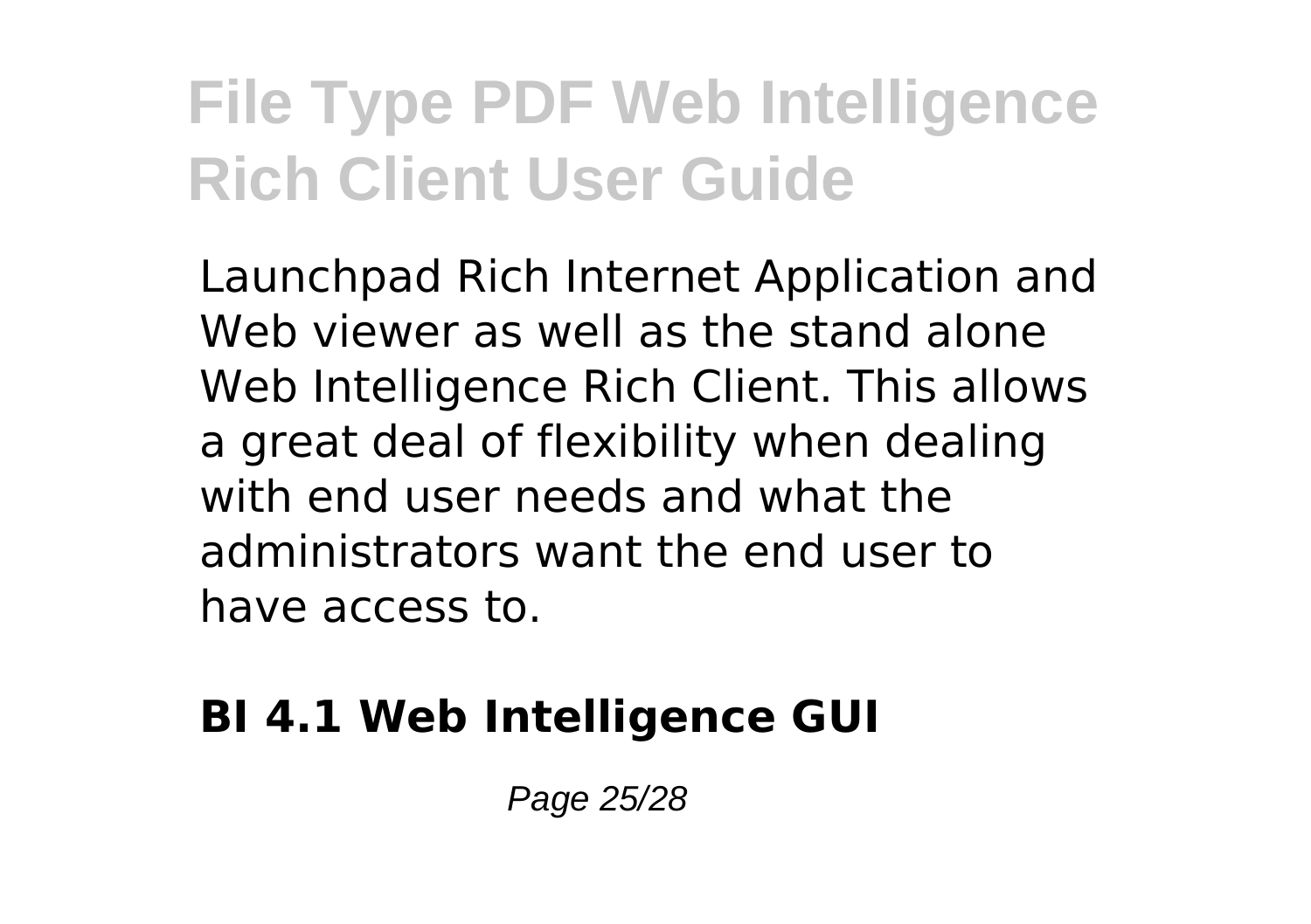Launchpad Rich Internet Application and Web viewer as well as the stand alone Web Intelligence Rich Client. This allows a great deal of flexibility when dealing with end user needs and what the administrators want the end user to have access to.

## BI 4.1 Web Intelligence GUI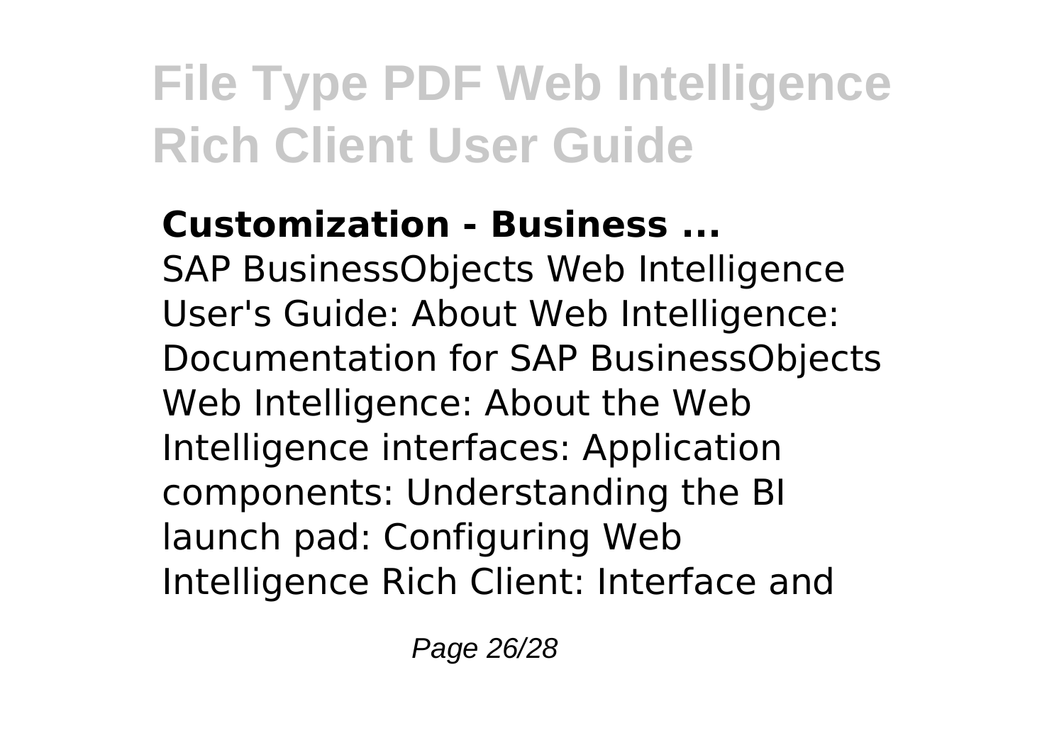**Customization - Business ...**

SAP BusinessObjects Web Intelligence User's Guide: About Web Intelligence: Documentation for SAP BusinessObjects Web Intelligence: About the Web Intelligence interfaces: Application components: Understanding the BI launch pad: Configuring Web Intelligence Rich Client: Interface and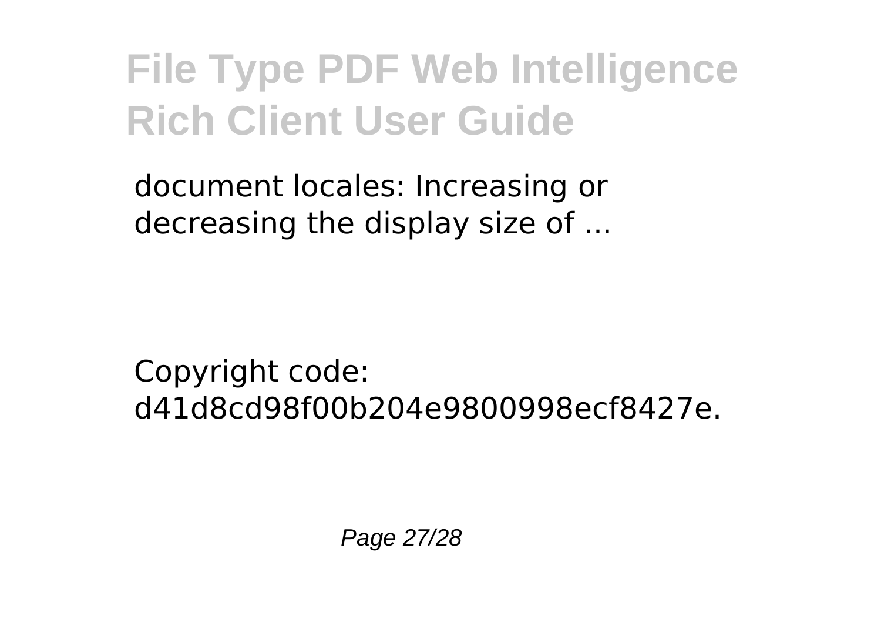document locales: Increasing or decreasing the display size of ...

Copyright code: d41d8cd98f00b204e9800998ecf8427e.